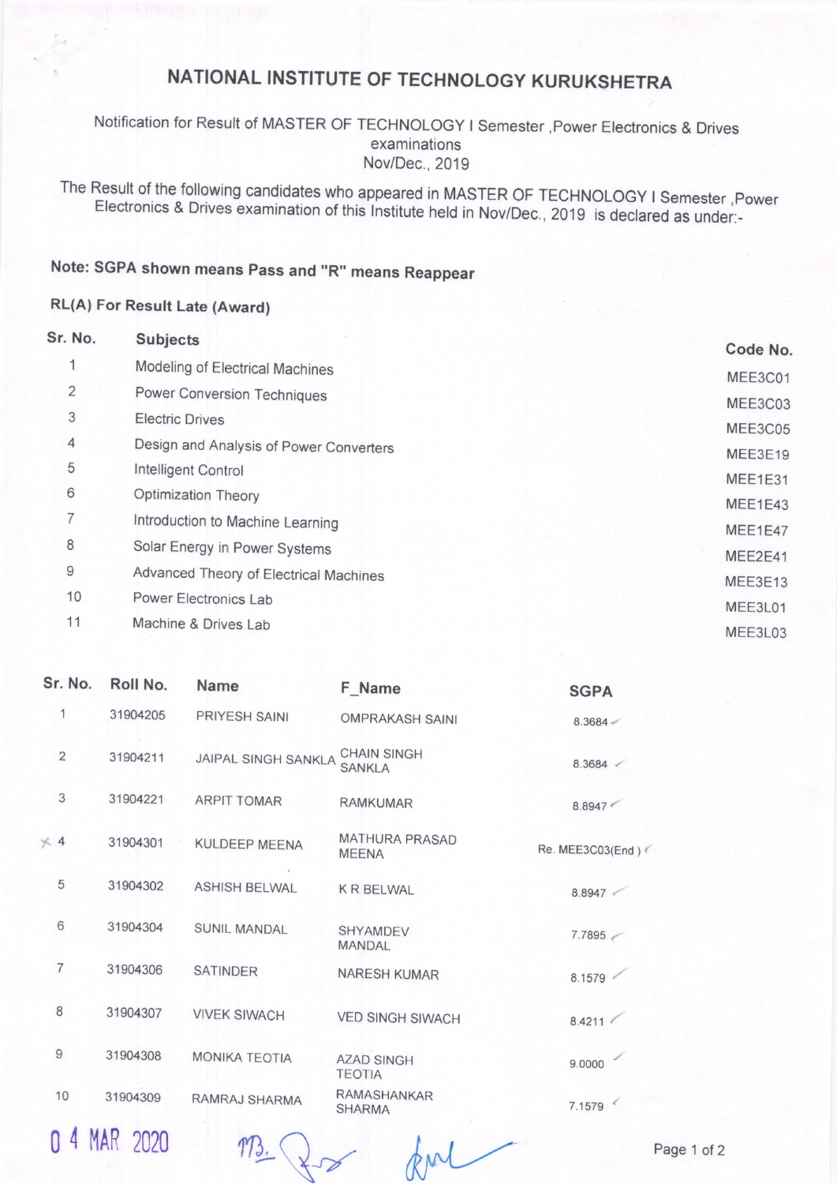# NATIONAL INSTITUTE OF TECHNOLOGY KURUKSHETRA

Notification for Result of MASTER OF TECHNOLOGY I Semester ,Power Electronics & Drives examinations
Nov/Dec., 2019

The Result of the following candidates who appeared in MASTER OF TECHNOLOGY I Semester ,Power Electronics & Drives examination of this Institute held in Nov/Dec., 2019 is declared as under:-

**Note: SGPA shown means Pass and "R" means Reappear**

**RL(A) For Result Late (Award)**

| Sr. No. | Subjects | Code No. |
|---|---|---|
| 1 | Modeling of Electrical Machines | MEE3C01 |
| 2 | Power Conversion Techniques | MEE3C03 |
| 3 | Electric Drives | MEE3C05 |
| 4 | Design and Analysis of Power Converters | MEE3E19 |
| 5 | Intelligent Control | MEE1E31 |
| 6 | Optimization Theory | MEE1E43 |
| 7 | Introduction to Machine Learning | MEE1E47 |
| 8 | Solar Energy in Power Systems | MEE2E41 |
| 9 | Advanced Theory of Electrical Machines | MEE3E13 |
| 10 | Power Electronics Lab | MEE3L01 |
| 11 | Machine & Drives Lab | MEE3L03 |

| Sr. No. | Roll No. | Name | F_Name | SGPA |
|---|---|---|---|---|
| 1 | 31904205 | PRIYESH SAINI | OMPRAKASH SAINI | 8.3684 |
| 2 | 31904211 | JAIPAL SINGH SANKLA | CHAIN SINGH SANKLA | 8.3684 |
| 3 | 31904221 | ARPIT TOMAR | RAMKUMAR | 8.8947 |
| 4 | 31904301 | KULDEEP MEENA | MATHURA PRASAD MEENA | Re. MEE3C03(End ) |
| 5 | 31904302 | ASHISH BELWAL | K R BELWAL | 8.8947 |
| 6 | 31904304 | SUNIL MANDAL | SHYAMDEV MANDAL | 7.7895 |
| 7 | 31904306 | SATINDER | NARESH KUMAR | 8.1579 |
| 8 | 31904307 | VIVEK SIWACH | VED SINGH SIWACH | 8.4211 |
| 9 | 31904308 | MONIKA TEOTIA | AZAD SINGH TEOTIA | 9.0000 |
| 10 | 31904309 | RAMRAJ SHARMA | RAMASHANKAR SHARMA | 7.1579 |

04 MAR 2020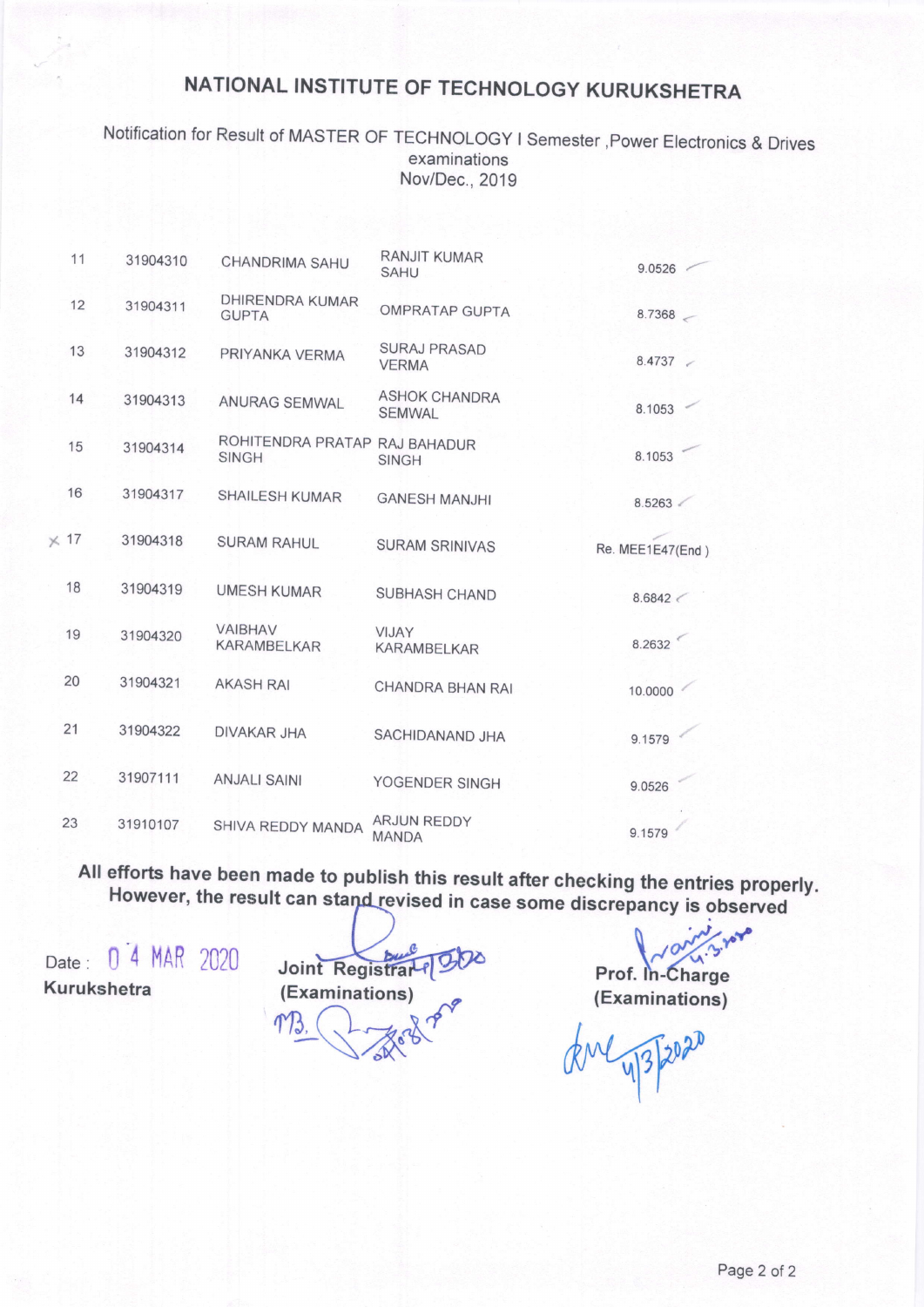# NATIONAL INSTITUTE OF TECHNOLOGY KURUKSHETRA

Notification for Result of MASTER OF TECHNOLOGY I Semester ,Power Electronics & Drives examinations
Nov/Dec., 2019

| | | | | |
|---|---|---|---|---|
| 11 | 31904310 | CHANDRIMA SAHU | RANJIT KUMAR SAHU | 9.0526 |
| 12 | 31904311 | DHIRENDRA KUMAR GUPTA | OMPRATAP GUPTA | 8.7368 |
| 13 | 31904312 | PRIYANKA VERMA | SURAJ PRASAD VERMA | 8.4737 |
| 14 | 31904313 | ANURAG SEMWAL | ASHOK CHANDRA SEMWAL | 8.1053 |
| 15 | 31904314 | ROHITENDRA PRATAP SINGH | RAJ BAHADUR SINGH | 8.1053 |
| 16 | 31904317 | SHAILESH KUMAR | GANESH MANJHI | 8.5263 |
| 17 | 31904318 | SURAM RAHUL | SURAM SRINIVAS | Re. MEE1E47(End ) |
| 18 | 31904319 | UMESH KUMAR | SUBHASH CHAND | 8.6842 |
| 19 | 31904320 | VAIBHAV KARAMBELKAR | VIJAY KARAMBELKAR | 8.2632 |
| 20 | 31904321 | AKASH RAI | CHANDRA BHAN RAI | 10.0000 |
| 21 | 31904322 | DIVAKAR JHA | SACHIDANAND JHA | 9.1579 |
| 22 | 31907111 | ANJALI SAINI | YOGENDER SINGH | 9.0526 |
| 23 | 31910107 | SHIVA REDDY MANDA | ARJUN REDDY MANDA | 9.1579 |

**All efforts have been made to publish this result after checking the entries properly. However, the result can stand revised in case some discrepancy is observed**

Date : 04 MAR 2020
**Kurukshetra**

**Joint Registrar**
**(Examinations)**

**Prof. In-Charge**
**(Examinations)**